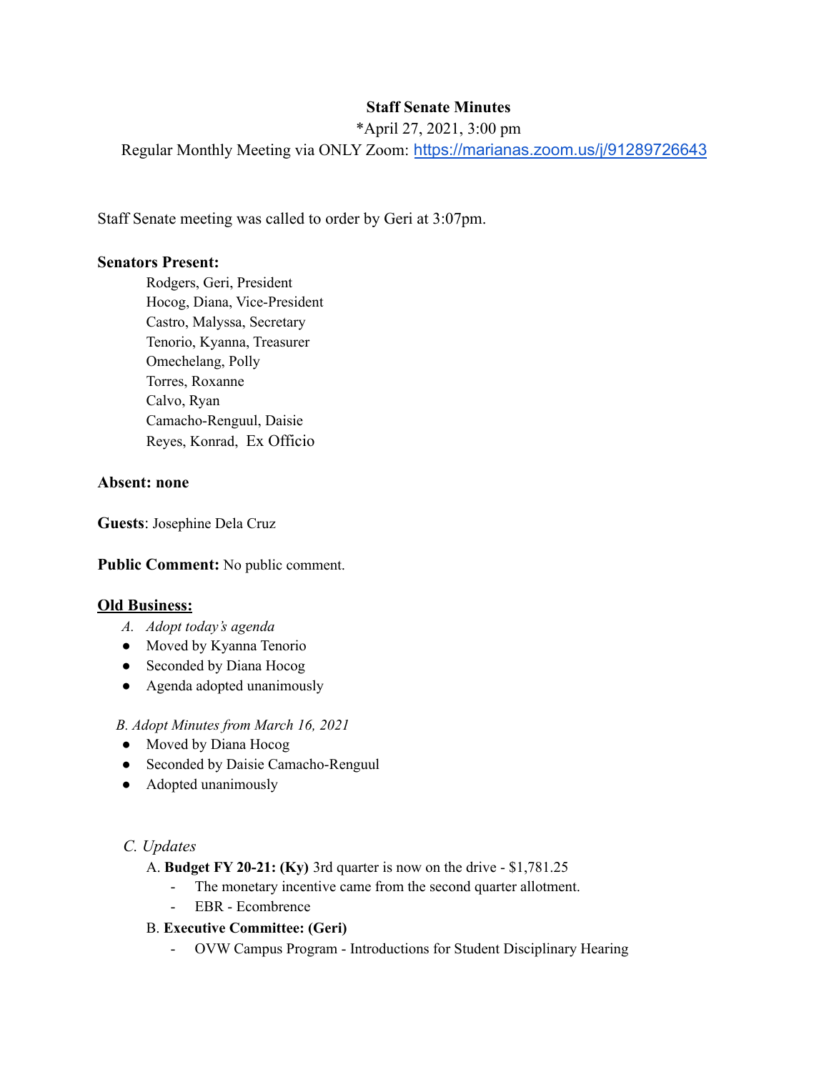**Staff Senate Minutes**

*April 27, 2021, 3:00 pm

Regular Monthly Meeting via ONLY Zoom: [https://marianas.zoom.us/j/91289726643](https://marianas.zoom.us/j/91289726643)

Staff Senate meeting was called to order by Geri at 3:07pm.

**Senators Present:**

Rodgers, Geri, President
Hocog, Diana, Vice-President
Castro, Malyssa, Secretary
Tenorio, Kyanna, Treasurer
Omechelang, Polly
Torres, Roxanne
Calvo, Ryan
Camacho-Renguul, Daisie
Reyes, Konrad, Ex Officio

**Absent: none**

**Guests**: Josephine Dela Cruz

**Public Comment:** No public comment.

**<u>Old Business:</u>**

*A. Adopt today's agenda*

- Moved by Kyanna Tenorio
- Seconded by Diana Hocog
- Agenda adopted unanimously

*B. Adopt Minutes from March 16, 2021*

- Moved by Diana Hocog
- Seconded by Daisie Camacho-Renguul
- Adopted unanimously

*C. Updates*

A. **Budget FY 20-21: (Ky)** 3rd quarter is now on the drive - $1,781.25

- The monetary incentive came from the second quarter allotment.
- EBR - Ecombrence

B. **Executive Committee: (Geri)**

- OVW Campus Program - Introductions for Student Disciplinary Hearing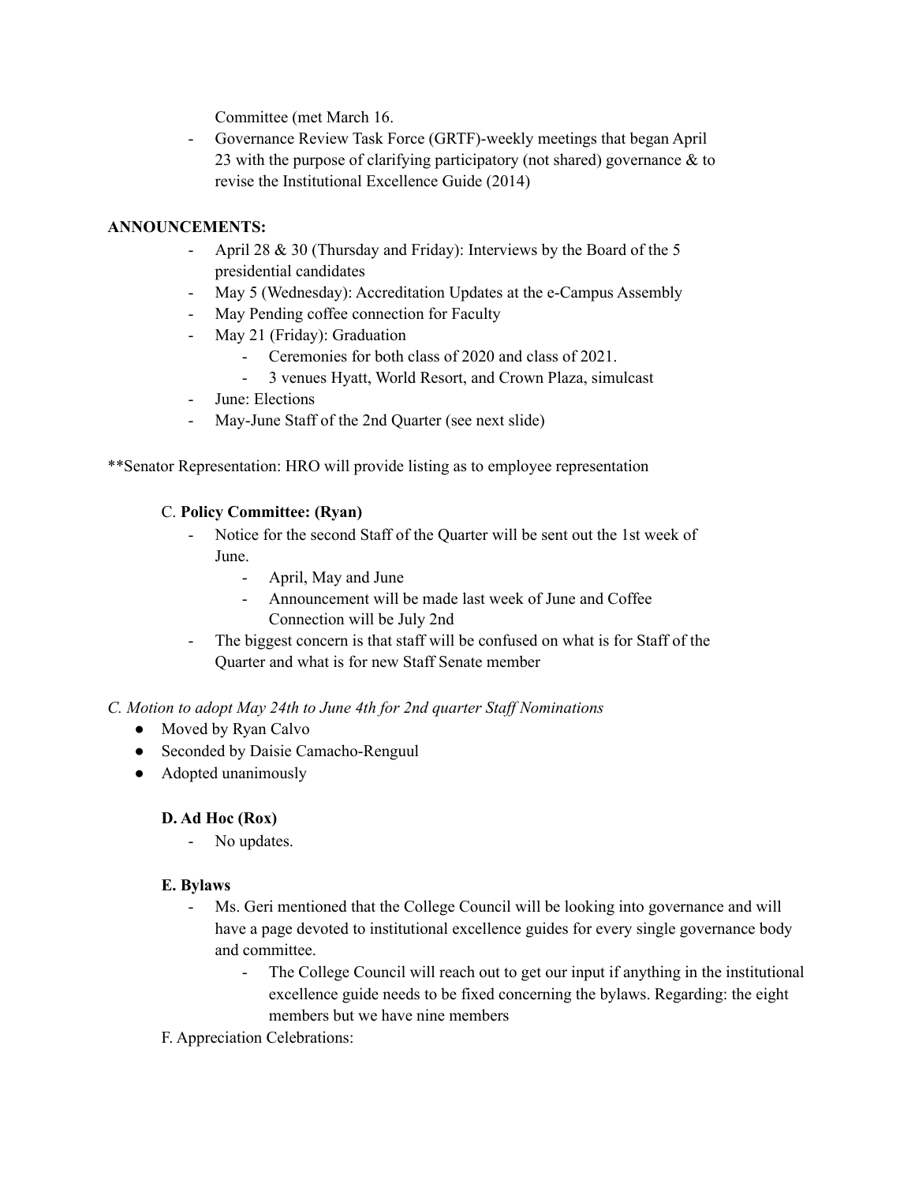Committee (met March 16.

- Governance Review Task Force (GRTF)-weekly meetings that began April 23 with the purpose of clarifying participatory (not shared) governance & to revise the Institutional Excellence Guide (2014)

**ANNOUNCEMENTS:**

- April 28 & 30 (Thursday and Friday): Interviews by the Board of the 5 presidential candidates
- May 5 (Wednesday): Accreditation Updates at the e-Campus Assembly
- May Pending coffee connection for Faculty
- May 21 (Friday): Graduation
    - Ceremonies for both class of 2020 and class of 2021.
    - 3 venues Hyatt, World Resort, and Crown Plaza, simulcast
- June: Elections
- May-June Staff of the 2nd Quarter (see next slide)

**Senator Representation: HRO will provide listing as to employee representation

C. **Policy Committee: (Ryan)**

- Notice for the second Staff of the Quarter will be sent out the 1st week of June.
    - April, May and June
    - Announcement will be made last week of June and Coffee Connection will be July 2nd
- The biggest concern is that staff will be confused on what is for Staff of the Quarter and what is for new Staff Senate member

*C. Motion to adopt May 24th to June 4th for 2nd quarter Staff Nominations*

- Moved by Ryan Calvo
- Seconded by Daisie Camacho-Renguul
- Adopted unanimously

**D. Ad Hoc (Rox)**

- No updates.

**E. Bylaws**

- Ms. Geri mentioned that the College Council will be looking into governance and will have a page devoted to institutional excellence guides for every single governance body and committee.
    - The College Council will reach out to get our input if anything in the institutional excellence guide needs to be fixed concerning the bylaws. Regarding: the eight members but we have nine members

F. Appreciation Celebrations: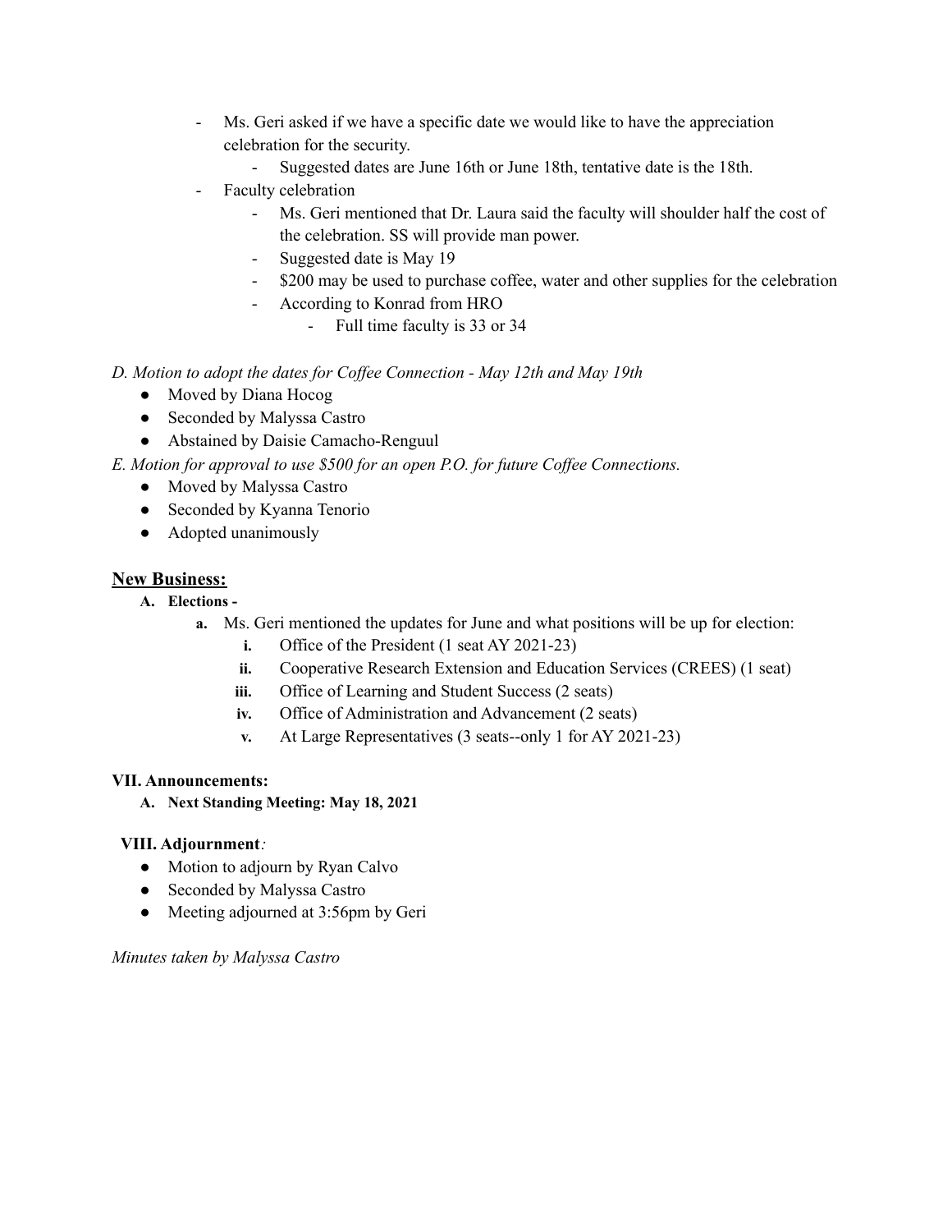- Ms. Geri asked if we have a specific date we would like to have the appreciation celebration for the security.
    - Suggested dates are June 16th or June 18th, tentative date is the 18th.
- Faculty celebration
    - Ms. Geri mentioned that Dr. Laura said the faculty will shoulder half the cost of the celebration. SS will provide man power.
    - Suggested date is May 19
    - $200 may be used to purchase coffee, water and other supplies for the celebration
    - According to Konrad from HRO
        - Full time faculty is 33 or 34

*D. Motion to adopt the dates for Coffee Connection - May 12th and May 19th*

- Moved by Diana Hocog
- Seconded by Malyssa Castro
- Abstained by Daisie Camacho-Renguul

*E. Motion for approval to use $500 for an open P.O. for future Coffee Connections.*

- Moved by Malyssa Castro
- Seconded by Kyanna Tenorio
- Adopted unanimously

## New Business:

**A. Elections -**

a. Ms. Geri mentioned the updates for June and what positions will be up for election:
   i. Office of the President (1 seat AY 2021-23)
   ii. Cooperative Research Extension and Education Services (CREES) (1 seat)
   iii. Office of Learning and Student Success (2 seats)
   iv. Office of Administration and Advancement (2 seats)
   v. At Large Representatives (3 seats--only 1 for AY 2021-23)

### VII. Announcements:

**A. Next Standing Meeting: May 18, 2021**

### VIII. Adjournment*:*

- Motion to adjourn by Ryan Calvo
- Seconded by Malyssa Castro
- Meeting adjourned at 3:56pm by Geri

*Minutes taken by Malyssa Castro*